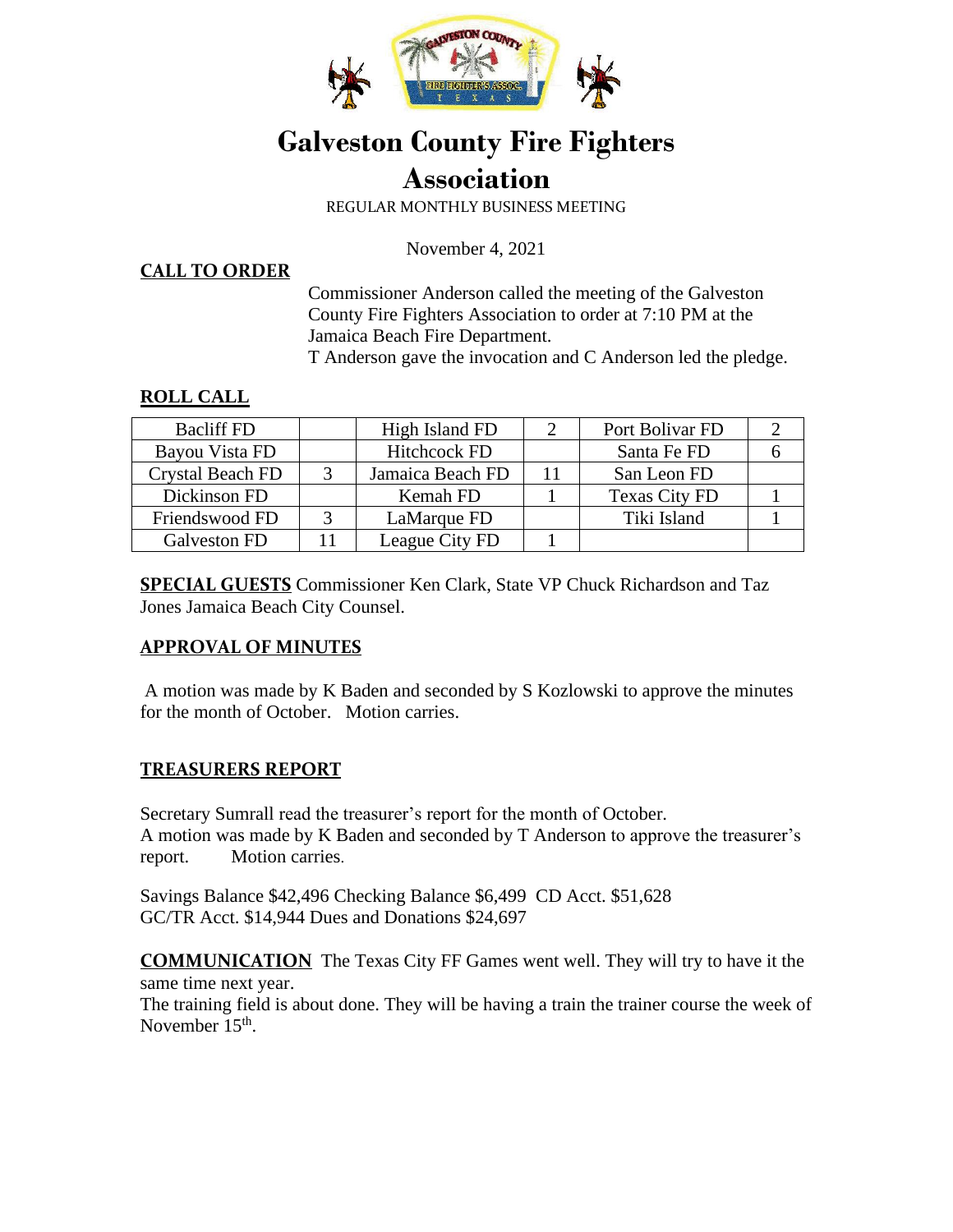# Galveston County Fire Fighters Association

REGULAR MONTHLY BUSINESS MEETING

November 4, 2021

## CALL TO ORDER

Commissioner Anderson called the meeting of the Galveston County Fire Fighters Association to order at 7:10 PM at the Jamaica Beach Fire Department.
T Anderson gave the invocation and C Anderson led the pledge.

## ROLL CALL

| Bacliff FD | | High Island FD | 2 | Port Bolivar FD | 2 |
|---|---|---|---|---|---|
| Bayou Vista FD | | Hitchcock FD | | Santa Fe FD | 6 |
| Crystal Beach FD | 3 | Jamaica Beach FD | 11 | San Leon FD | |
| Dickinson FD | | Kemah FD | 1 | Texas City FD | 1 |
| Friendswood FD | 3 | LaMarque FD | | Tiki Island | 1 |
| Galveston FD | 11 | League City FD | 1 | | |

**SPECIAL GUESTS** Commissioner Ken Clark, State VP Chuck Richardson and Taz Jones Jamaica Beach City Counsel.

## APPROVAL OF MINUTES

A motion was made by K Baden and seconded by S Kozlowski to approve the minutes for the month of October. Motion carries.

## TREASURERS REPORT

Secretary Sumrall read the treasurer's report for the month of October.
A motion was made by K Baden and seconded by T Anderson to approve the treasurer's report. Motion carries.

Savings Balance $42,496 Checking Balance $6,499 CD Acct. $51,628
GC/TR Acct. $14,944 Dues and Donations $24,697

**COMMUNICATION** The Texas City FF Games went well. They will try to have it the same time next year.
The training field is about done. They will be having a train the trainer course the week of November 15th.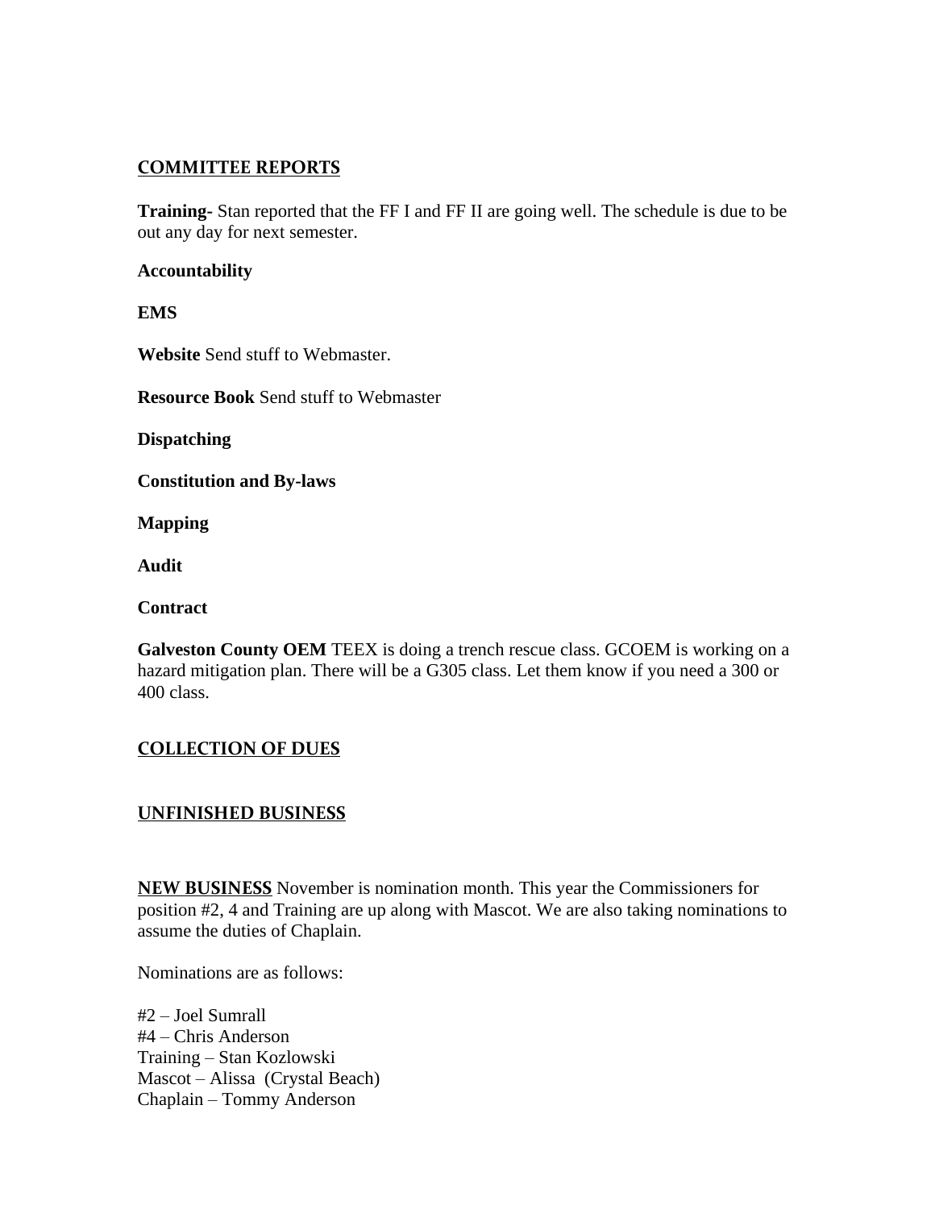## COMMITTEE REPORTS

**Training-** Stan reported that the FF I and FF II are going well. The schedule is due to be out any day for next semester.

**Accountability**

**EMS**

**Website** Send stuff to Webmaster.

**Resource Book** Send stuff to Webmaster

**Dispatching**

**Constitution and By-laws**

**Mapping**

**Audit**

**Contract**

**Galveston County OEM** TEEX is doing a trench rescue class. GCOEM is working on a hazard mitigation plan. There will be a G305 class. Let them know if you need a 300 or 400 class.

## COLLECTION OF DUES

## UNFINISHED BUSINESS

**NEW BUSINESS** November is nomination month. This year the Commissioners for position #2, 4 and Training are up along with Mascot. We are also taking nominations to assume the duties of Chaplain.

Nominations are as follows:

#2 – Joel Sumrall
#4 – Chris Anderson
Training – Stan Kozlowski
Mascot – Alissa (Crystal Beach)
Chaplain – Tommy Anderson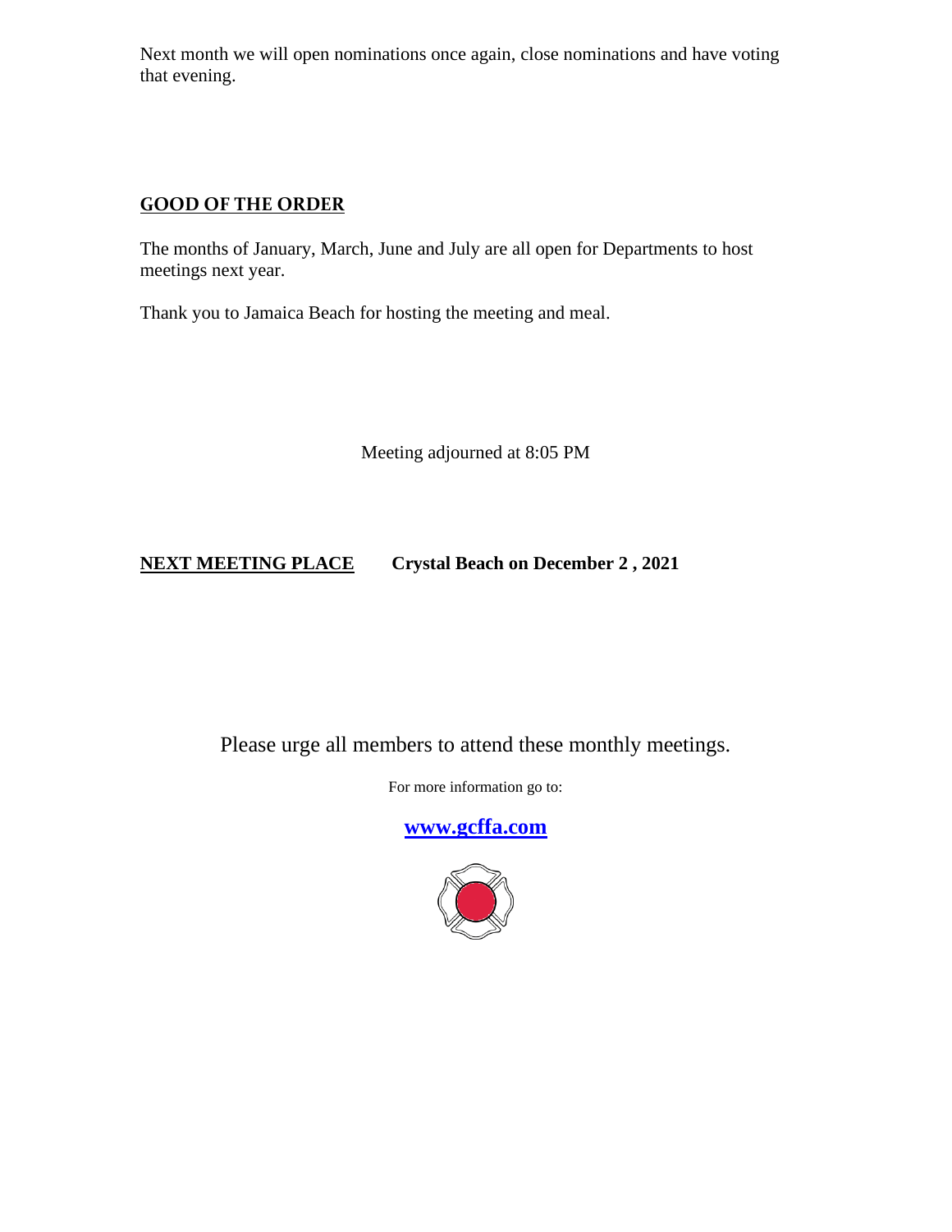Next month we will open nominations once again, close nominations and have voting that evening.

## GOOD OF THE ORDER

The months of January, March, June and July are all open for Departments to host meetings next year.

Thank you to Jamaica Beach for hosting the meeting and meal.

Meeting adjourned at 8:05 PM

**NEXT MEETING PLACE** **Crystal Beach on December 2 , 2021**

Please urge all members to attend these monthly meetings.

For more information go to:

**www.gcffa.com**